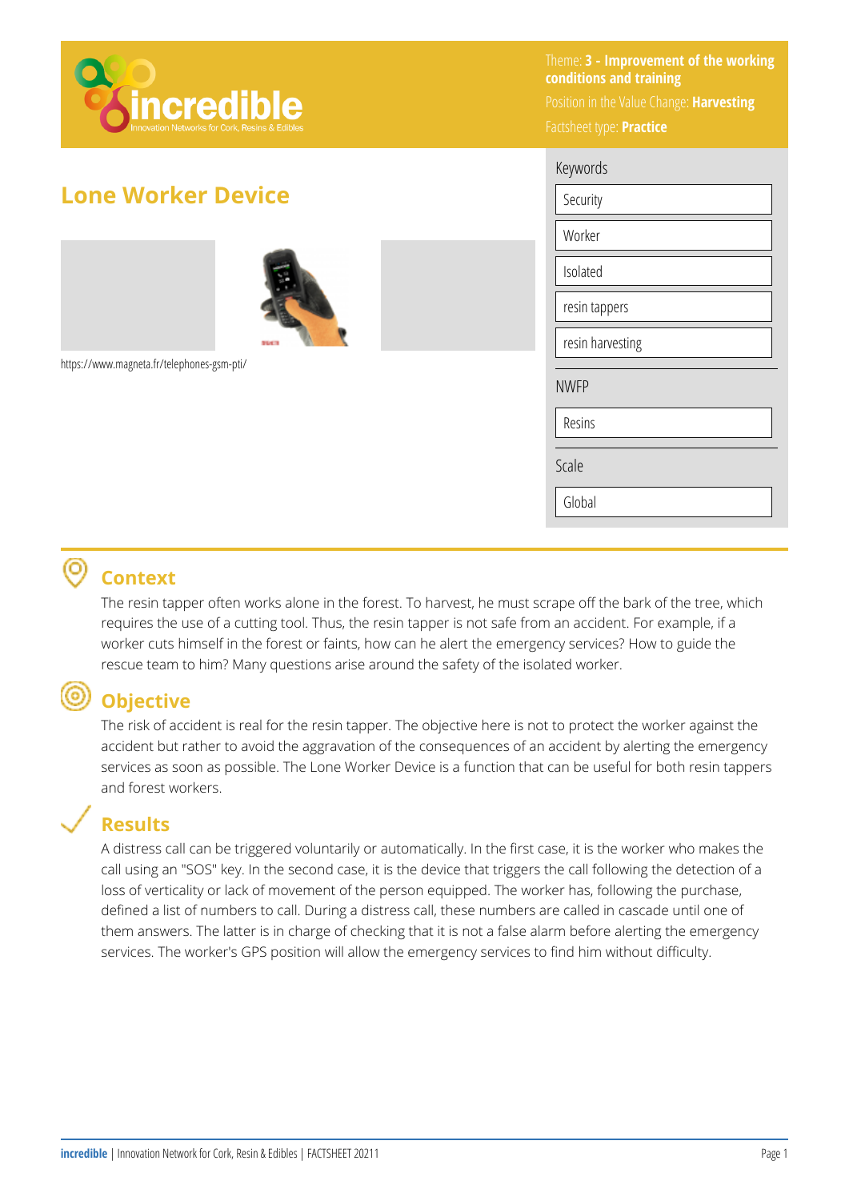Theme: **3 - Improvement of the working conditions and training**

Position in the Value Change: **Harvesting**

Factsheet type: **Practice**

# Lone Worker Device

https://www.magneta.fr/telephones-gsm-pti/

**Keywords**

- Security
- Worker
- Isolated
- resin tappers
- resin harvesting

**NWFP**

- Resins

**Scale**

- Global

## Context

The resin tapper often works alone in the forest. To harvest, he must scrape off the bark of the tree, which requires the use of a cutting tool. Thus, the resin tapper is not safe from an accident. For example, if a worker cuts himself in the forest or faints, how can he alert the emergency services? How to guide the rescue team to him? Many questions arise around the safety of the isolated worker.

## Objective

The risk of accident is real for the resin tapper. The objective here is not to protect the worker against the accident but rather to avoid the aggravation of the consequences of an accident by alerting the emergency services as soon as possible. The Lone Worker Device is a function that can be useful for both resin tappers and forest workers.

## Results

A distress call can be triggered voluntarily or automatically. In the first case, it is the worker who makes the call using an "SOS" key. In the second case, it is the device that triggers the call following the detection of a loss of verticality or lack of movement of the person equipped. The worker has, following the purchase, defined a list of numbers to call. During a distress call, these numbers are called in cascade until one of them answers. The latter is in charge of checking that it is not a false alarm before alerting the emergency services. The worker's GPS position will allow the emergency services to find him without difficulty.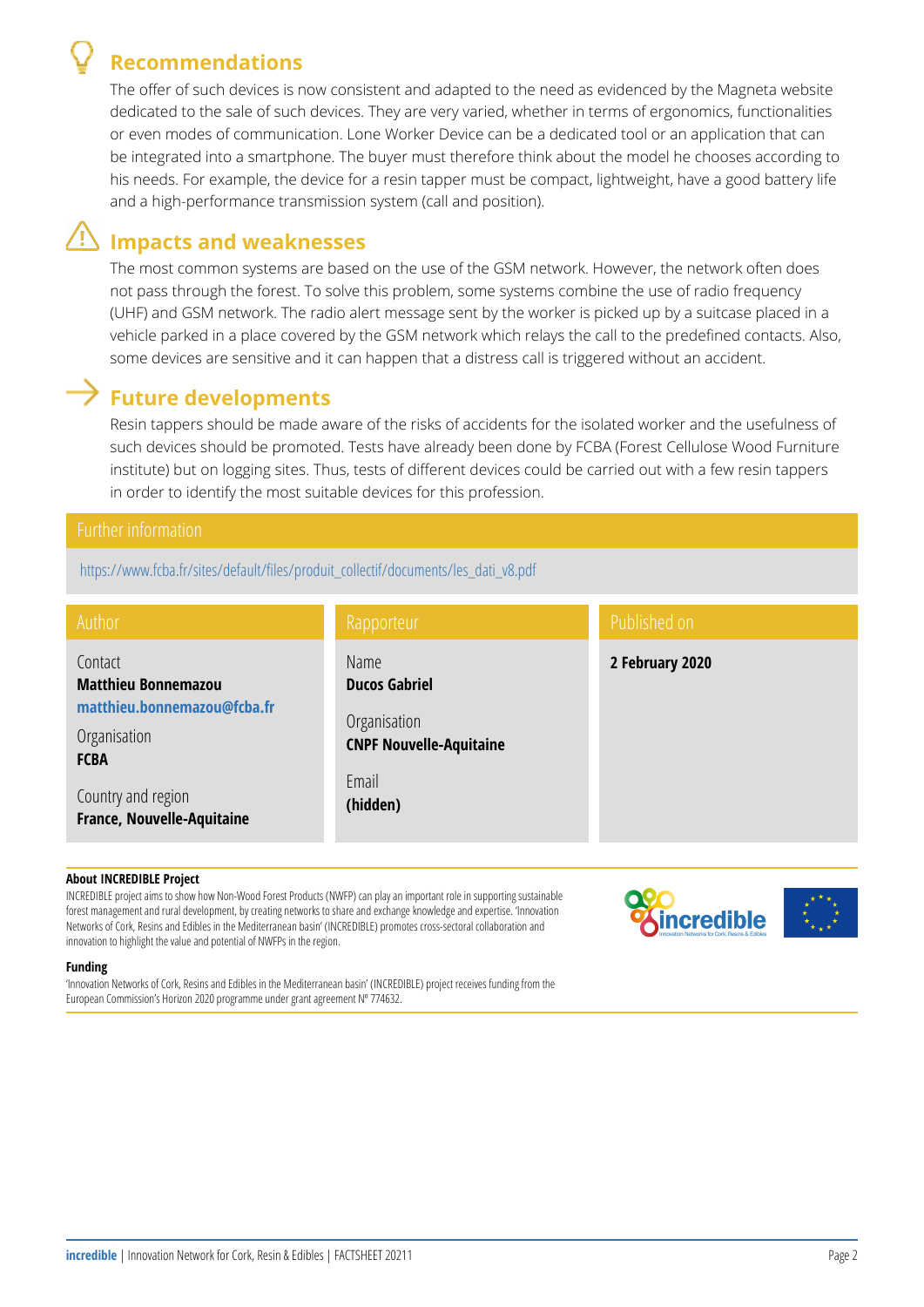## Recommendations

The offer of such devices is now consistent and adapted to the need as evidenced by the Magneta website dedicated to the sale of such devices. They are very varied, whether in terms of ergonomics, functionalities or even modes of communication. Lone Worker Device can be a dedicated tool or an application that can be integrated into a smartphone. The buyer must therefore think about the model he chooses according to his needs. For example, the device for a resin tapper must be compact, lightweight, have a good battery life and a high-performance transmission system (call and position).

## Impacts and weaknesses

The most common systems are based on the use of the GSM network. However, the network often does not pass through the forest. To solve this problem, some systems combine the use of radio frequency (UHF) and GSM network. The radio alert message sent by the worker is picked up by a suitcase placed in a vehicle parked in a place covered by the GSM network which relays the call to the predefined contacts. Also, some devices are sensitive and it can happen that a distress call is triggered without an accident.

## Future developments

Resin tappers should be made aware of the risks of accidents for the isolated worker and the usefulness of such devices should be promoted. Tests have already been done by FCBA (Forest Cellulose Wood Furniture institute) but on logging sites. Thus, tests of different devices could be carried out with a few resin tappers in order to identify the most suitable devices for this profession.

### Further information

https://www.fcba.fr/sites/default/files/produit_collectif/documents/les_dati_v8.pdf

| Author | Rapporteur | Published on |
|---|---|---|
| Contact<br>**Matthieu Bonnemazou**<br>**matthieu.bonnemazou@fcba.fr**<br>Organisation<br>**FCBA**<br>Country and region<br>**France, Nouvelle-Aquitaine** | Name<br>**Ducos Gabriel**<br>Organisation<br>**CNPF Nouvelle-Aquitaine**<br>Email<br>**(hidden)** | **2 February 2020** |

**About INCREDIBLE Project**

INCREDIBLE project aims to show how Non-Wood Forest Products (NWFP) can play an important role in supporting sustainable forest management and rural development, by creating networks to share and exchange knowledge and expertise. 'Innovation Networks of Cork, Resins and Edibles in the Mediterranean basin' (INCREDIBLE) promotes cross-sectoral collaboration and innovation to highlight the value and potential of NWFPs in the region.

**Funding**

'Innovation Networks of Cork, Resins and Edibles in the Mediterranean basin' (INCREDIBLE) project receives funding from the European Commission's Horizon 2020 programme under grant agreement Nº 774632.